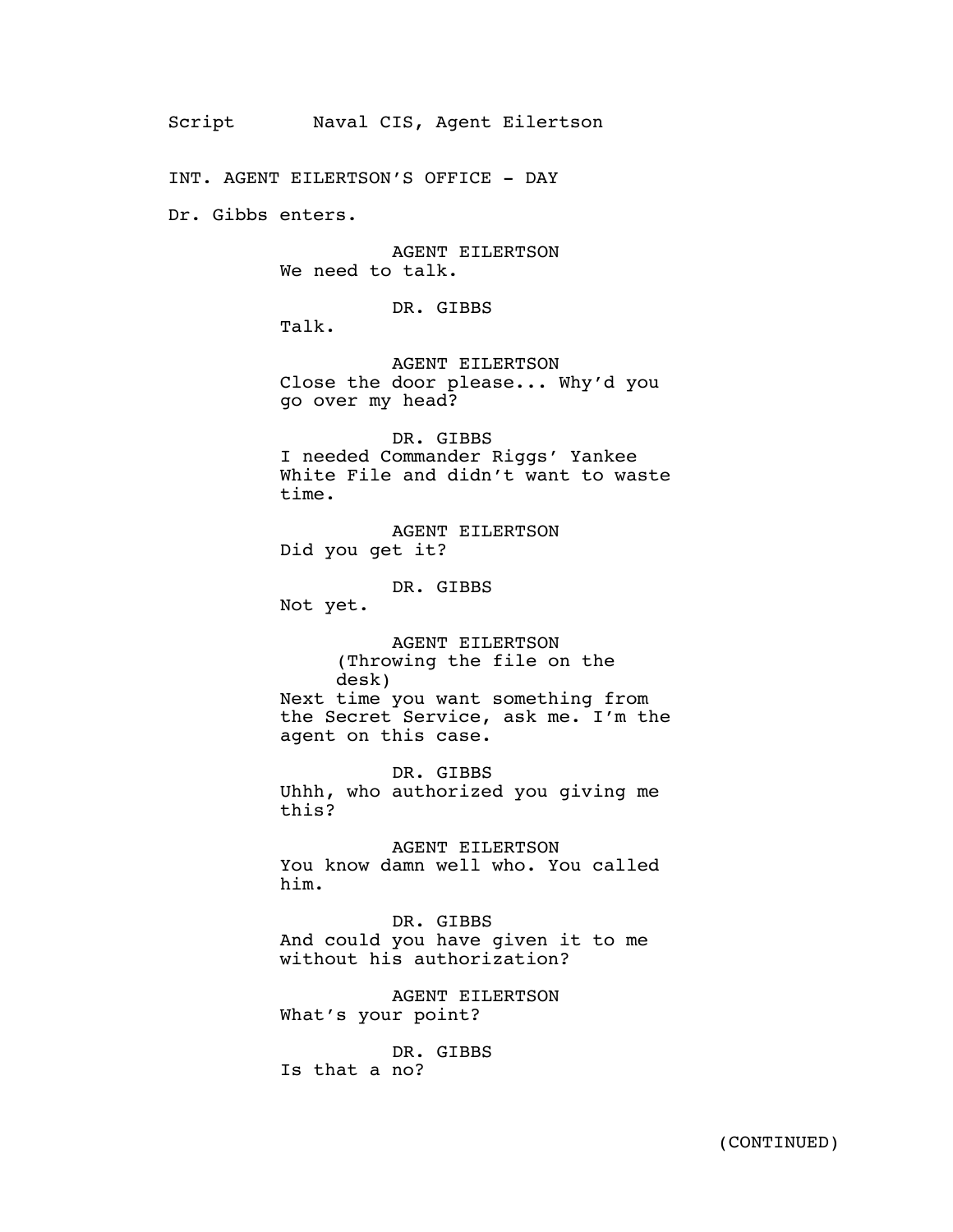Script Naval CIS, Agent Eilertson

INT. AGENT EILERTSON'S OFFICE - DAY

Dr. Gibbs enters.

AGENT EILERTSON
We need to talk.

DR. GIBBS
Talk.

AGENT EILERTSON
Close the door please... Why'd you go over my head?

DR. GIBBS
I needed Commander Riggs' Yankee White File and didn't want to waste time.

AGENT EILERTSON
Did you get it?

DR. GIBBS
Not yet.

AGENT EILERTSON
(Throwing the file on the desk)
Next time you want something from the Secret Service, ask me. I'm the agent on this case.

DR. GIBBS
Uhhh, who authorized you giving me this?

AGENT EILERTSON
You know damn well who. You called him.

DR. GIBBS
And could you have given it to me without his authorization?

AGENT EILERTSON
What's your point?

DR. GIBBS
Is that a no?

(CONTINUED)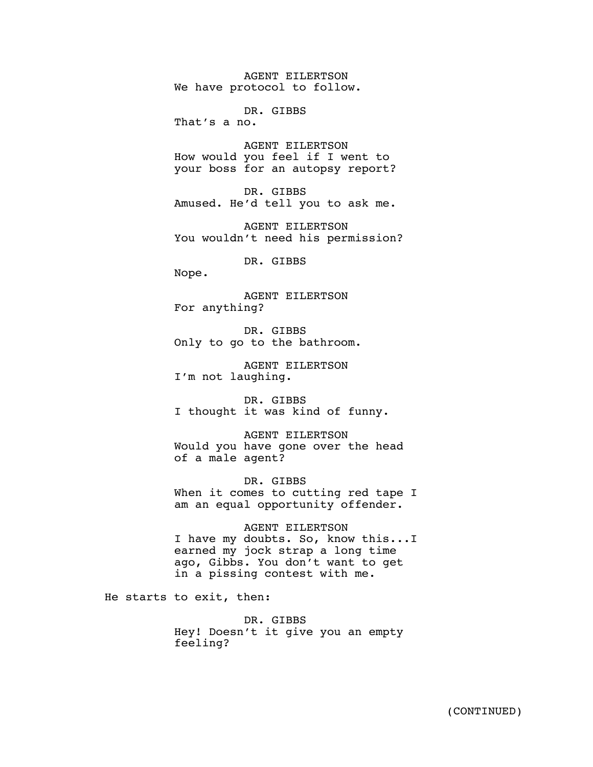AGENT EILERTSON
We have protocol to follow.

DR. GIBBS
That's a no.

AGENT EILERTSON
How would you feel if I went to your boss for an autopsy report?

DR. GIBBS
Amused. He'd tell you to ask me.

AGENT EILERTSON
You wouldn't need his permission?

DR. GIBBS
Nope.

AGENT EILERTSON
For anything?

DR. GIBBS
Only to go to the bathroom.

AGENT EILERTSON
I'm not laughing.

DR. GIBBS
I thought it was kind of funny.

AGENT EILERTSON
Would you have gone over the head of a male agent?

DR. GIBBS
When it comes to cutting red tape I am an equal opportunity offender.

AGENT EILERTSON
I have my doubts. So, know this...I earned my jock strap a long time ago, Gibbs. You don't want to get in a pissing contest with me.

He starts to exit, then:

DR. GIBBS
Hey! Doesn't it give you an empty feeling?

(CONTINUED)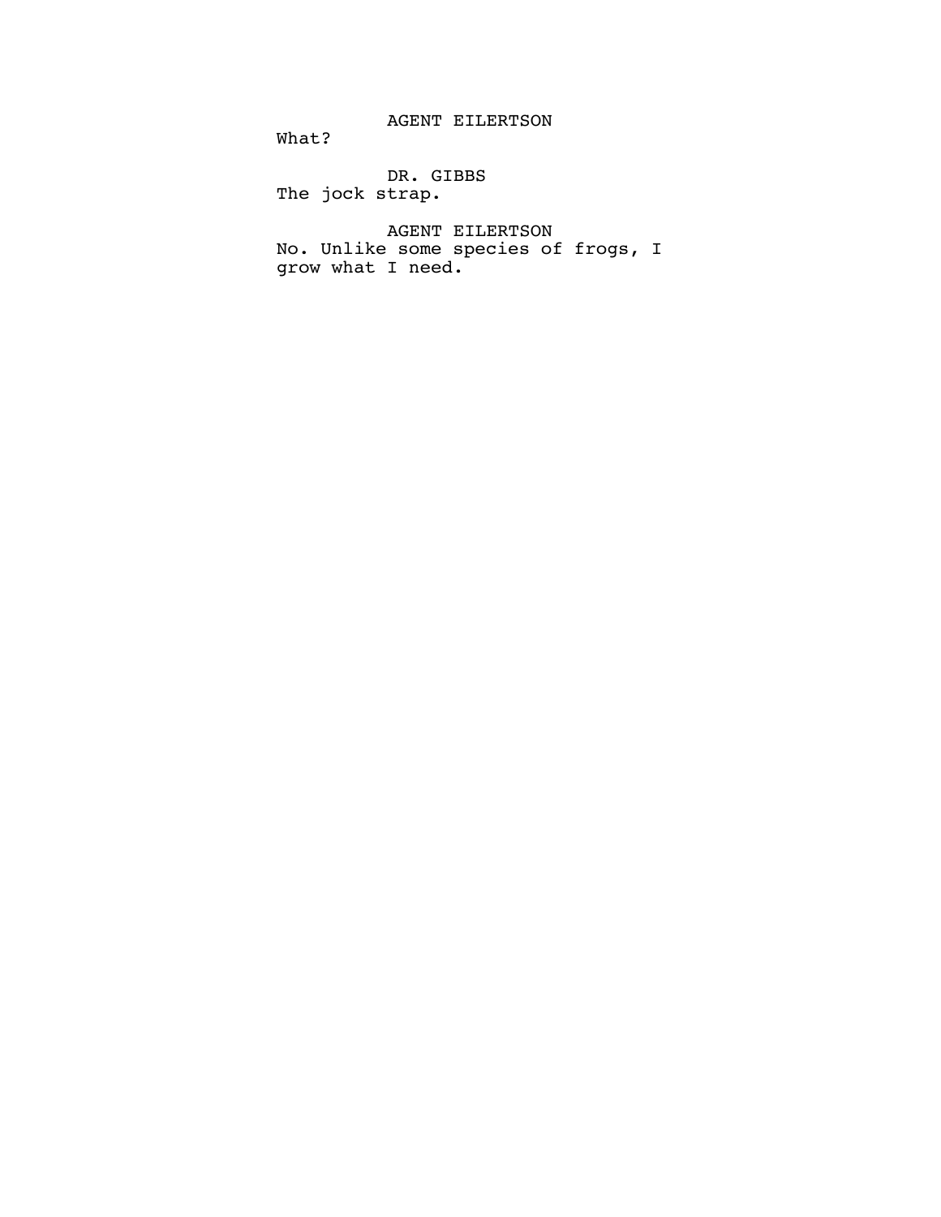AGENT EILERTSON

What?

DR. GIBBS

The jock strap.

AGENT EILERTSON

No. Unlike some species of frogs, I grow what I need.